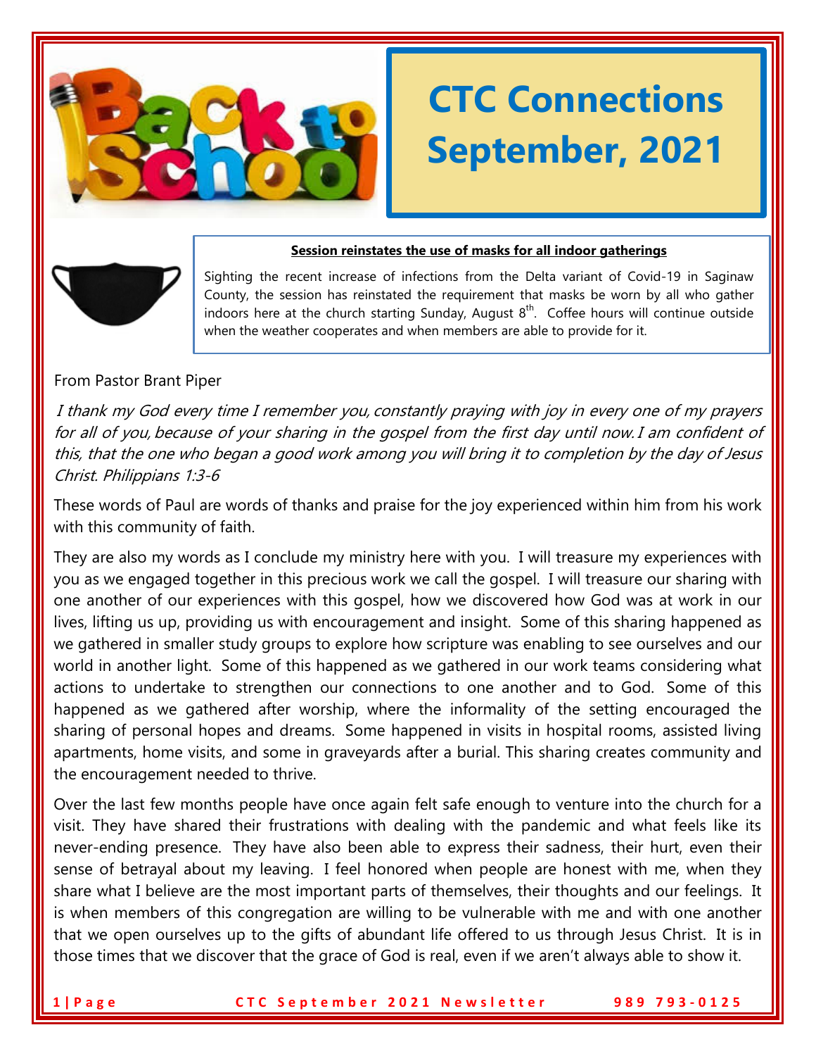# CTC Connections September, 2021

**Session reinstates the use of masks for all indoor gatherings**

Sighting the recent increase of infections from the Delta variant of Covid-19 in Saginaw County, the session has reinstated the requirement that masks be worn by all who gather indoors here at the church starting Sunday, August 8th. Coffee hours will continue outside when the weather cooperates and when members are able to provide for it.

From Pastor Brant Piper

*I thank my God every time I remember you, constantly praying with joy in every one of my prayers for all of you, because of your sharing in the gospel from the first day until now. I am confident of this, that the one who began a good work among you will bring it to completion by the day of Jesus Christ. Philippians 1:3-6*

These words of Paul are words of thanks and praise for the joy experienced within him from his work with this community of faith.

They are also my words as I conclude my ministry here with you. I will treasure my experiences with you as we engaged together in this precious work we call the gospel. I will treasure our sharing with one another of our experiences with this gospel, how we discovered how God was at work in our lives, lifting us up, providing us with encouragement and insight. Some of this sharing happened as we gathered in smaller study groups to explore how scripture was enabling to see ourselves and our world in another light. Some of this happened as we gathered in our work teams considering what actions to undertake to strengthen our connections to one another and to God. Some of this happened as we gathered after worship, where the informality of the setting encouraged the sharing of personal hopes and dreams. Some happened in visits in hospital rooms, assisted living apartments, home visits, and some in graveyards after a burial. This sharing creates community and the encouragement needed to thrive.

Over the last few months people have once again felt safe enough to venture into the church for a visit. They have shared their frustrations with dealing with the pandemic and what feels like its never-ending presence. They have also been able to express their sadness, their hurt, even their sense of betrayal about my leaving. I feel honored when people are honest with me, when they share what I believe are the most important parts of themselves, their thoughts and our feelings. It is when members of this congregation are willing to be vulnerable with me and with one another that we open ourselves up to the gifts of abundant life offered to us through Jesus Christ. It is in those times that we discover that the grace of God is real, even if we aren't always able to show it.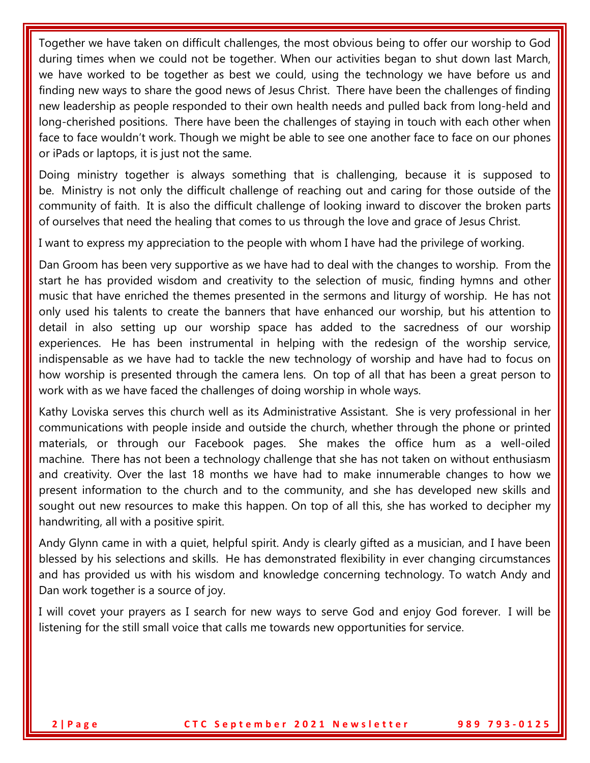Together we have taken on difficult challenges, the most obvious being to offer our worship to God during times when we could not be together. When our activities began to shut down last March, we have worked to be together as best we could, using the technology we have before us and finding new ways to share the good news of Jesus Christ. There have been the challenges of finding new leadership as people responded to their own health needs and pulled back from long-held and long-cherished positions. There have been the challenges of staying in touch with each other when face to face wouldn't work. Though we might be able to see one another face to face on our phones or iPads or laptops, it is just not the same.

Doing ministry together is always something that is challenging, because it is supposed to be. Ministry is not only the difficult challenge of reaching out and caring for those outside of the community of faith. It is also the difficult challenge of looking inward to discover the broken parts of ourselves that need the healing that comes to us through the love and grace of Jesus Christ.

I want to express my appreciation to the people with whom I have had the privilege of working.

Dan Groom has been very supportive as we have had to deal with the changes to worship. From the start he has provided wisdom and creativity to the selection of music, finding hymns and other music that have enriched the themes presented in the sermons and liturgy of worship. He has not only used his talents to create the banners that have enhanced our worship, but his attention to detail in also setting up our worship space has added to the sacredness of our worship experiences. He has been instrumental in helping with the redesign of the worship service, indispensable as we have had to tackle the new technology of worship and have had to focus on how worship is presented through the camera lens. On top of all that has been a great person to work with as we have faced the challenges of doing worship in whole ways.

Kathy Loviska serves this church well as its Administrative Assistant. She is very professional in her communications with people inside and outside the church, whether through the phone or printed materials, or through our Facebook pages. She makes the office hum as a well-oiled machine. There has not been a technology challenge that she has not taken on without enthusiasm and creativity. Over the last 18 months we have had to make innumerable changes to how we present information to the church and to the community, and she has developed new skills and sought out new resources to make this happen. On top of all this, she has worked to decipher my handwriting, all with a positive spirit.

Andy Glynn came in with a quiet, helpful spirit. Andy is clearly gifted as a musician, and I have been blessed by his selections and skills. He has demonstrated flexibility in ever changing circumstances and has provided us with his wisdom and knowledge concerning technology. To watch Andy and Dan work together is a source of joy.

I will covet your prayers as I search for new ways to serve God and enjoy God forever. I will be listening for the still small voice that calls me towards new opportunities for service.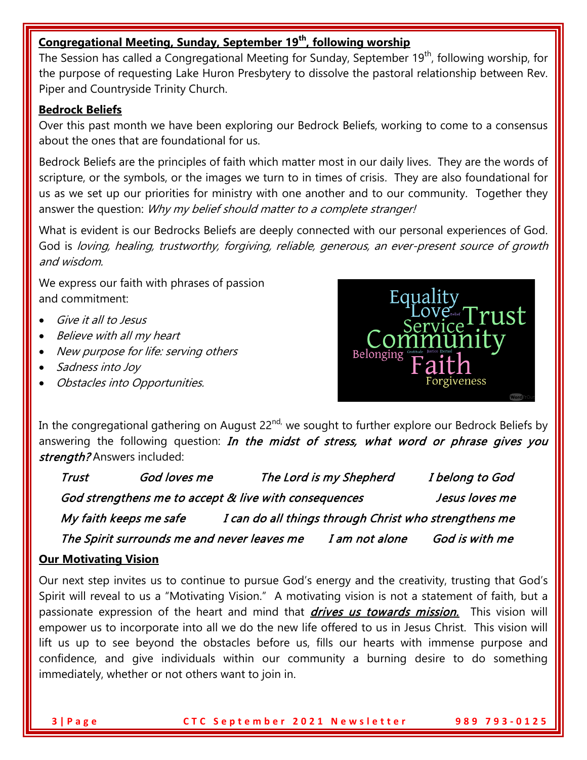## **Congregational Meeting, Sunday, September 19th, following worship**

The Session has called a Congregational Meeting for Sunday, September 19th, following worship, for the purpose of requesting Lake Huron Presbytery to dissolve the pastoral relationship between Rev. Piper and Countryside Trinity Church.

## **Bedrock Beliefs**

Over this past month we have been exploring our Bedrock Beliefs, working to come to a consensus about the ones that are foundational for us.

Bedrock Beliefs are the principles of faith which matter most in our daily lives. They are the words of scripture, or the symbols, or the images we turn to in times of crisis. They are also foundational for us as we set up our priorities for ministry with one another and to our community. Together they answer the question: *Why my belief should matter to a complete stranger!*

What is evident is our Bedrocks Beliefs are deeply connected with our personal experiences of God. God is *loving, healing, trustworthy, forgiving, reliable, generous, an ever-present source of growth and wisdom.*

We express our faith with phrases of passion and commitment:

- *Give it all to Jesus*
- *Believe with all my heart*
- *New purpose for life: serving others*
- *Sadness into Joy*
- *Obstacles into Opportunities.*

In the congregational gathering on August 22nd, we sought to further explore our Bedrock Beliefs by answering the following question: ***In the midst of stress, what word or phrase gives you strength?*** Answers included:

*Trust* *God loves me* *The Lord is my Shepherd* *I belong to God*

*God strengthens me to accept & live with consequences* *Jesus loves me*

*My faith keeps me safe* *I can do all things through Christ who strengthens me*

*The Spirit surrounds me and never leaves me* *I am not alone* *God is with me*

## **Our Motivating Vision**

Our next step invites us to continue to pursue God's energy and the creativity, trusting that God's Spirit will reveal to us a "Motivating Vision." A motivating vision is not a statement of faith, but a passionate expression of the heart and mind that ***drives us towards mission.*** This vision will empower us to incorporate into all we do the new life offered to us in Jesus Christ. This vision will lift us up to see beyond the obstacles before us, fills our hearts with immense purpose and confidence, and give individuals within our community a burning desire to do something immediately, whether or not others want to join in.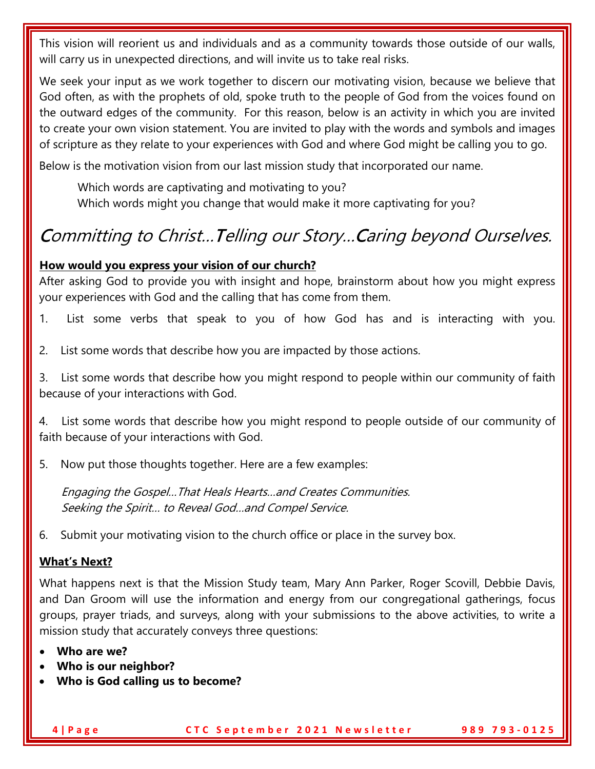This vision will reorient us and individuals and as a community towards those outside of our walls, will carry us in unexpected directions, and will invite us to take real risks.

We seek your input as we work together to discern our motivating vision, because we believe that God often, as with the prophets of old, spoke truth to the people of God from the voices found on the outward edges of the community. For this reason, below is an activity in which you are invited to create your own vision statement. You are invited to play with the words and symbols and images of scripture as they relate to your experiences with God and where God might be calling you to go.

Below is the motivation vision from our last mission study that incorporated our name.

Which words are captivating and motivating to you?
Which words might you change that would make it more captivating for you?

## *Committing to Christ…Telling our Story…Caring beyond Ourselves.*

**How would you express your vision of our church?**

After asking God to provide you with insight and hope, brainstorm about how you might express your experiences with God and the calling that has come from them.

1. List some verbs that speak to you of how God has and is interacting with you.

2. List some words that describe how you are impacted by those actions.

3. List some words that describe how you might respond to people within our community of faith because of your interactions with God.

4. List some words that describe how you might respond to people outside of our community of faith because of your interactions with God.

5. Now put those thoughts together. Here are a few examples:

   *Engaging the Gospel…That Heals Hearts…and Creates Communities.*
   *Seeking the Spirit… to Reveal God…and Compel Service.*

6. Submit your motivating vision to the church office or place in the survey box.

**What's Next?**

What happens next is that the Mission Study team, Mary Ann Parker, Roger Scovill, Debbie Davis, and Dan Groom will use the information and energy from our congregational gatherings, focus groups, prayer triads, and surveys, along with your submissions to the above activities, to write a mission study that accurately conveys three questions:

- **Who are we?**
- **Who is our neighbor?**
- **Who is God calling us to become?**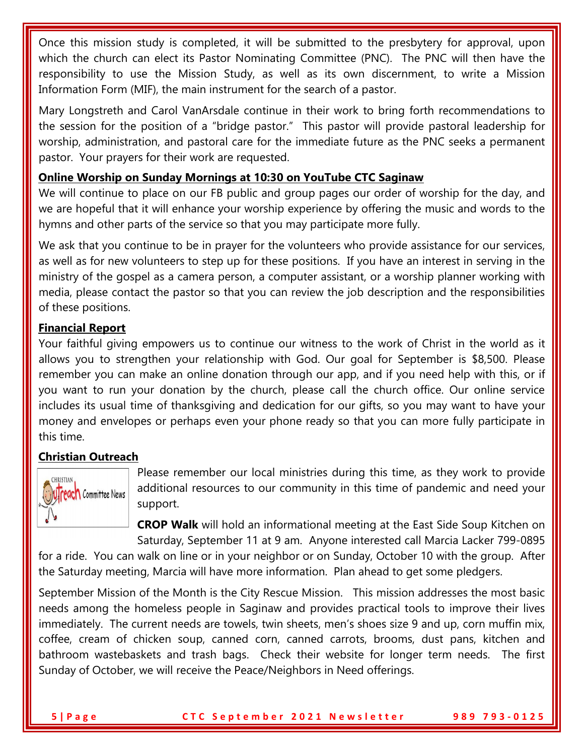Once this mission study is completed, it will be submitted to the presbytery for approval, upon which the church can elect its Pastor Nominating Committee (PNC). The PNC will then have the responsibility to use the Mission Study, as well as its own discernment, to write a Mission Information Form (MIF), the main instrument for the search of a pastor.

Mary Longstreth and Carol VanArsdale continue in their work to bring forth recommendations to the session for the position of a "bridge pastor." This pastor will provide pastoral leadership for worship, administration, and pastoral care for the immediate future as the PNC seeks a permanent pastor. Your prayers for their work are requested.

## Online Worship on Sunday Mornings at 10:30 on YouTube CTC Saginaw

We will continue to place on our FB public and group pages our order of worship for the day, and we are hopeful that it will enhance your worship experience by offering the music and words to the hymns and other parts of the service so that you may participate more fully.

We ask that you continue to be in prayer for the volunteers who provide assistance for our services, as well as for new volunteers to step up for these positions. If you have an interest in serving in the ministry of the gospel as a camera person, a computer assistant, or a worship planner working with media, please contact the pastor so that you can review the job description and the responsibilities of these positions.

## Financial Report

Your faithful giving empowers us to continue our witness to the work of Christ in the world as it allows you to strengthen your relationship with God. Our goal for September is $8,500. Please remember you can make an online donation through our app, and if you need help with this, or if you want to run your donation by the church, please call the church office. Our online service includes its usual time of thanksgiving and dedication for our gifts, so you may want to have your money and envelopes or perhaps even your phone ready so that you can more fully participate in this time.

## Christian Outreach

Please remember our local ministries during this time, as they work to provide additional resources to our community in this time of pandemic and need your support.

**CROP Walk** will hold an informational meeting at the East Side Soup Kitchen on Saturday, September 11 at 9 am. Anyone interested call Marcia Lacker 799-0895 for a ride. You can walk on line or in your neighbor or on Sunday, October 10 with the group. After the Saturday meeting, Marcia will have more information. Plan ahead to get some pledgers.

September Mission of the Month is the City Rescue Mission. This mission addresses the most basic needs among the homeless people in Saginaw and provides practical tools to improve their lives immediately. The current needs are towels, twin sheets, men's shoes size 9 and up, corn muffin mix, coffee, cream of chicken soup, canned corn, canned carrots, brooms, dust pans, kitchen and bathroom wastebaskets and trash bags. Check their website for longer term needs. The first Sunday of October, we will receive the Peace/Neighbors in Need offerings.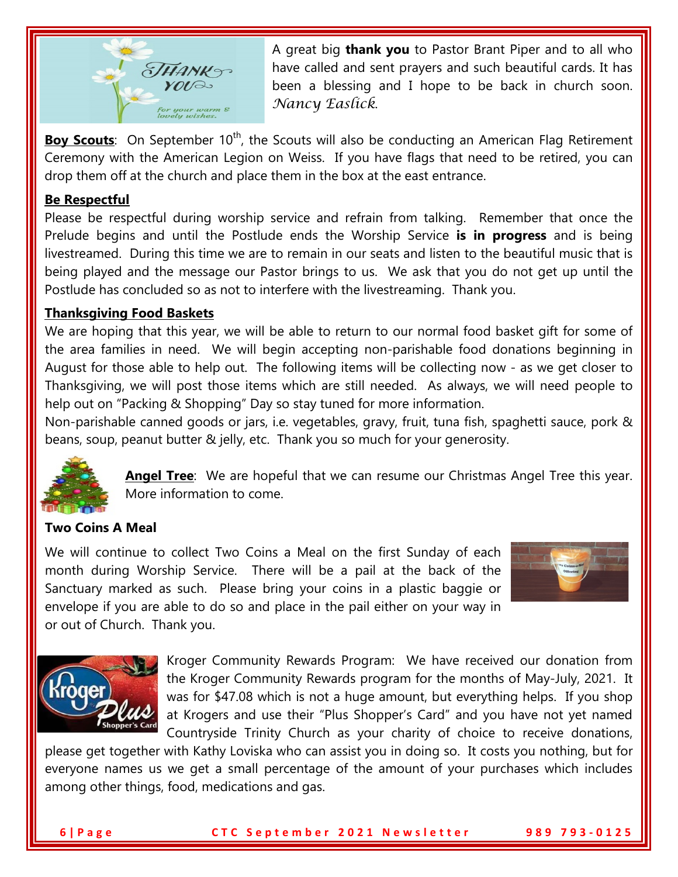A great big **thank you** to Pastor Brant Piper and to all who have called and sent prayers and such beautiful cards. It has been a blessing and I hope to be back in church soon. *Nancy Easlick.*

**Boy Scouts**: On September 10th, the Scouts will also be conducting an American Flag Retirement Ceremony with the American Legion on Weiss. If you have flags that need to be retired, you can drop them off at the church and place them in the box at the east entrance.

**Be Respectful**

Please be respectful during worship service and refrain from talking. Remember that once the Prelude begins and until the Postlude ends the Worship Service **is in progress** and is being livestreamed. During this time we are to remain in our seats and listen to the beautiful music that is being played and the message our Pastor brings to us. We ask that you do not get up until the Postlude has concluded so as not to interfere with the livestreaming. Thank you.

**Thanksgiving Food Baskets**

We are hoping that this year, we will be able to return to our normal food basket gift for some of the area families in need. We will begin accepting non-parishable food donations beginning in August for those able to help out. The following items will be collecting now - as we get closer to Thanksgiving, we will post those items which are still needed. As always, we will need people to help out on "Packing & Shopping" Day so stay tuned for more information.

Non-parishable canned goods or jars, i.e. vegetables, gravy, fruit, tuna fish, spaghetti sauce, pork & beans, soup, peanut butter & jelly, etc. Thank you so much for your generosity.

**Angel Tree**: We are hopeful that we can resume our Christmas Angel Tree this year. More information to come.

**Two Coins A Meal**

We will continue to collect Two Coins a Meal on the first Sunday of each month during Worship Service. There will be a pail at the back of the Sanctuary marked as such. Please bring your coins in a plastic baggie or envelope if you are able to do so and place in the pail either on your way in or out of Church. Thank you.

Kroger Community Rewards Program: We have received our donation from the Kroger Community Rewards program for the months of May-July, 2021. It was for $47.08 which is not a huge amount, but everything helps. If you shop at Krogers and use their "Plus Shopper's Card" and you have not yet named Countryside Trinity Church as your charity of choice to receive donations, please get together with Kathy Loviska who can assist you in doing so. It costs you nothing, but for everyone names us we get a small percentage of the amount of your purchases which includes among other things, food, medications and gas.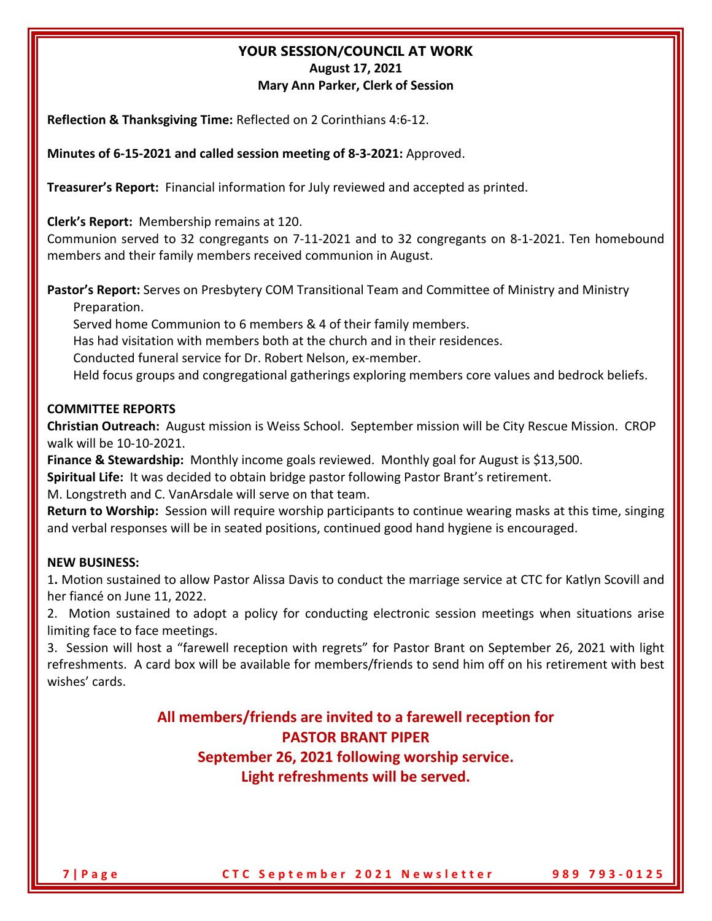# YOUR SESSION/COUNCIL AT WORK

**August 17, 2021**

**Mary Ann Parker, Clerk of Session**

**Reflection & Thanksgiving Time:** Reflected on 2 Corinthians 4:6-12.

**Minutes of 6-15-2021 and called session meeting of 8-3-2021:** Approved.

**Treasurer's Report:** Financial information for July reviewed and accepted as printed.

**Clerk's Report:** Membership remains at 120.
Communion served to 32 congregants on 7-11-2021 and to 32 congregants on 8-1-2021. Ten homebound members and their family members received communion in August.

**Pastor's Report:** Serves on Presbytery COM Transitional Team and Committee of Ministry and Ministry Preparation.
Served home Communion to 6 members & 4 of their family members.
Has had visitation with members both at the church and in their residences.
Conducted funeral service for Dr. Robert Nelson, ex-member.
Held focus groups and congregational gatherings exploring members core values and bedrock beliefs.

**COMMITTEE REPORTS**

**Christian Outreach:** August mission is Weiss School. September mission will be City Rescue Mission. CROP walk will be 10-10-2021.

**Finance & Stewardship:** Monthly income goals reviewed. Monthly goal for August is $13,500.

**Spiritual Life:** It was decided to obtain bridge pastor following Pastor Brant's retirement.
M. Longstreth and C. VanArsdale will serve on that team.

**Return to Worship:** Session will require worship participants to continue wearing masks at this time, singing and verbal responses will be in seated positions, continued good hand hygiene is encouraged.

**NEW BUSINESS:**

1. Motion sustained to allow Pastor Alissa Davis to conduct the marriage service at CTC for Katlyn Scovill and her fiancé on June 11, 2022.
2. Motion sustained to adopt a policy for conducting electronic session meetings when situations arise limiting face to face meetings.
3. Session will host a "farewell reception with regrets" for Pastor Brant on September 26, 2021 with light refreshments. A card box will be available for members/friends to send him off on his retirement with best wishes' cards.

**All members/friends are invited to a farewell reception for**
**PASTOR BRANT PIPER**
**September 26, 2021 following worship service.**
**Light refreshments will be served.**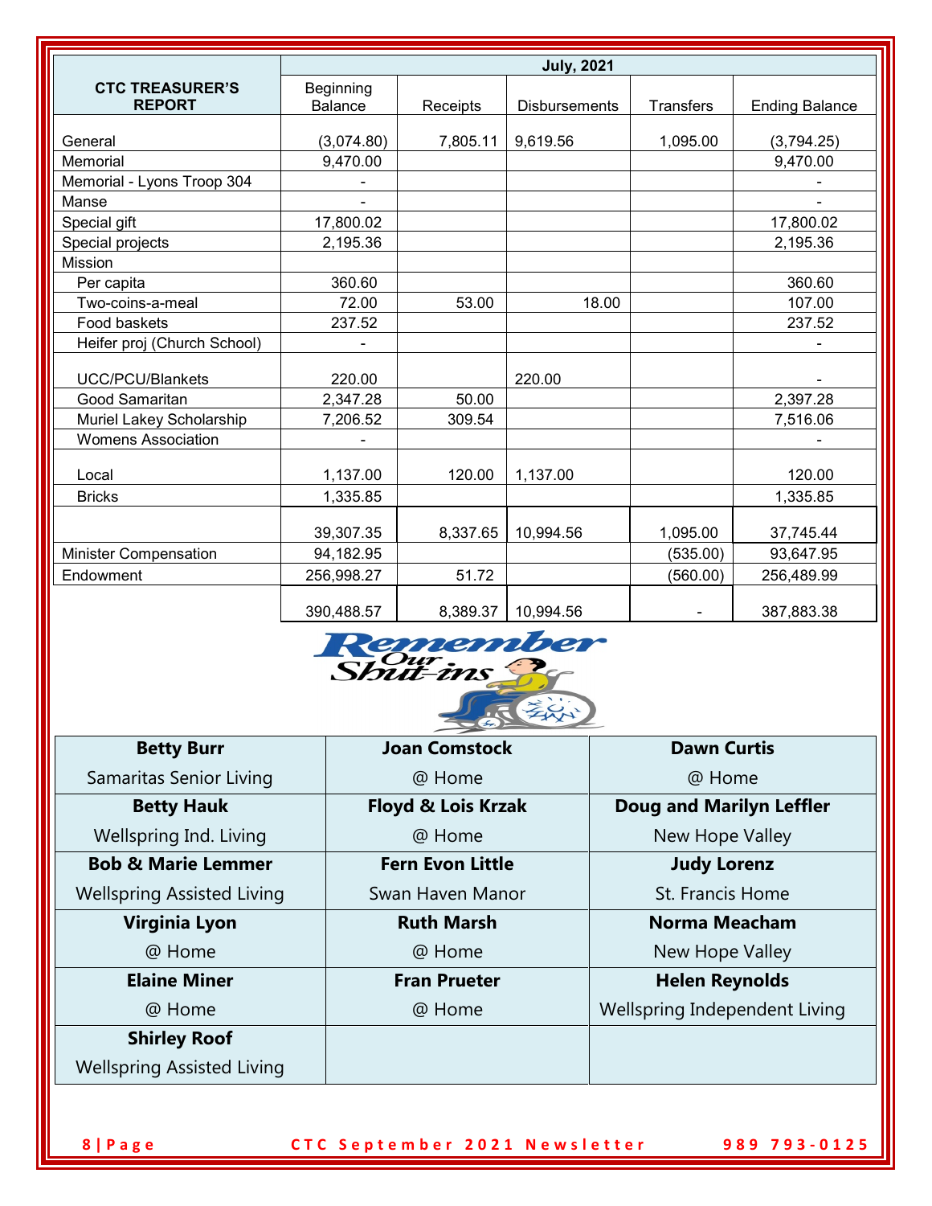| CTC TREASURER'S REPORT | July, 2021 | | | | |
|---|---|---|---|---|---|
| | Beginning Balance | Receipts | Disbursements | Transfers | Ending Balance |
| General | (3,074.80) | 7,805.11 | 9,619.56 | 1,095.00 | (3,794.25) |
| Memorial | 9,470.00 | | | | 9,470.00 |
| Memorial - Lyons Troop 304 | - | | | | - |
| Manse | - | | | | - |
| Special gift | 17,800.02 | | | | 17,800.02 |
| Special projects | 2,195.36 | | | | 2,195.36 |
| Mission | | | | | |
| Per capita | 360.60 | | | | 360.60 |
| Two-coins-a-meal | 72.00 | 53.00 | 18.00 | | 107.00 |
| Food baskets | 237.52 | | | | 237.52 |
| Heifer proj (Church School) | - | | | | - |
| UCC/PCU/Blankets | 220.00 | | 220.00 | | - |
| Good Samaritan | 2,347.28 | 50.00 | | | 2,397.28 |
| Muriel Lakey Scholarship | 7,206.52 | 309.54 | | | 7,516.06 |
| Womens Association | - | | | | - |
| Local | 1,137.00 | 120.00 | 1,137.00 | | 120.00 |
| Bricks | 1,335.85 | | | | 1,335.85 |
| | 39,307.35 | 8,337.65 | 10,994.56 | 1,095.00 | 37,745.44 |
| Minister Compensation | 94,182.95 | | | (535.00) | 93,647.95 |
| Endowment | 256,998.27 | 51.72 | | (560.00) | 256,489.99 |
| | 390,488.57 | 8,389.37 | 10,994.56 | - | 387,883.38 |

## Remember Our Shut-ins

| | | |
|---|---|---|
| **Betty Burr**<br>Samaritas Senior Living | **Joan Comstock**<br>@ Home | **Dawn Curtis**<br>@ Home |
| **Betty Hauk**<br>Wellspring Ind. Living | **Floyd & Lois Krzak**<br>@ Home | **Doug and Marilyn Leffler**<br>New Hope Valley |
| **Bob & Marie Lemmer**<br>Wellspring Assisted Living | **Fern Evon Little**<br>Swan Haven Manor | **Judy Lorenz**<br>St. Francis Home |
| **Virginia Lyon**<br>@ Home | **Ruth Marsh**<br>@ Home | **Norma Meacham**<br>New Hope Valley |
| **Elaine Miner**<br>@ Home | **Fran Prueter**<br>@ Home | **Helen Reynolds**<br>Wellspring Independent Living |
| **Shirley Roof**<br>Wellspring Assisted Living | | |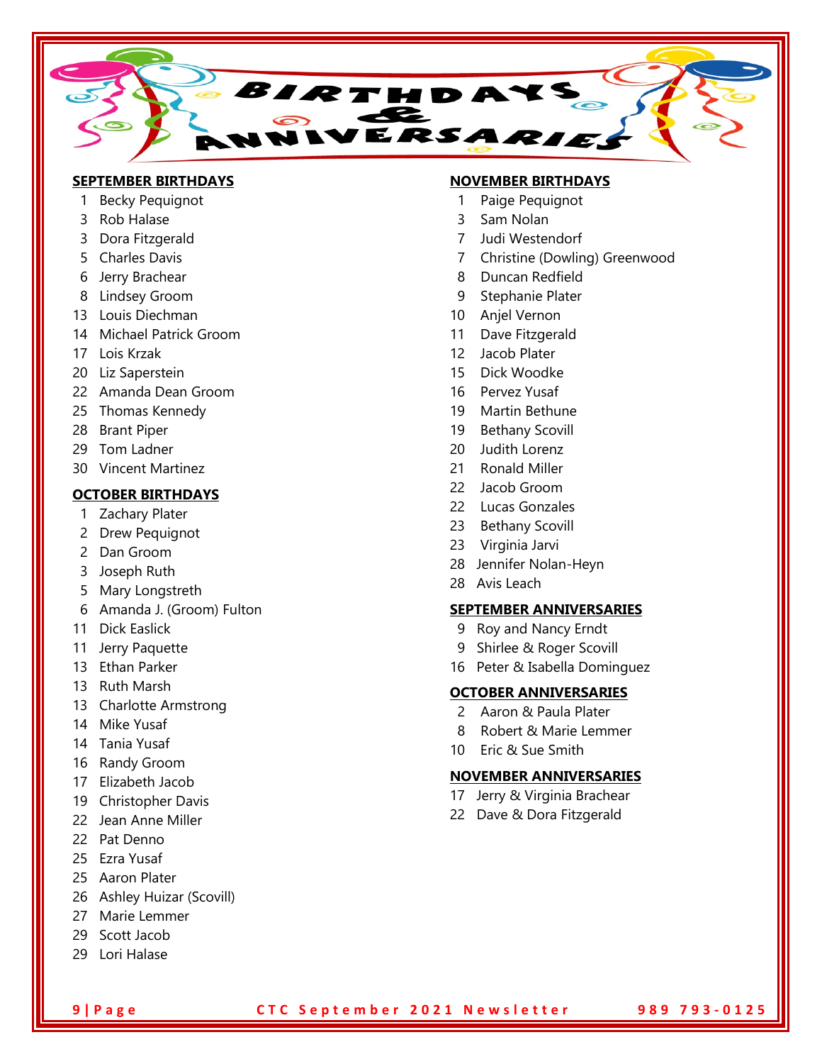# BIRTHDAYS & ANNIVERSARIES

**SEPTEMBER BIRTHDAYS**

1 Becky Pequignot
3 Rob Halase
3 Dora Fitzgerald
5 Charles Davis
6 Jerry Brachear
8 Lindsey Groom
13 Louis Diechman
14 Michael Patrick Groom
17 Lois Krzak
20 Liz Saperstein
22 Amanda Dean Groom
25 Thomas Kennedy
28 Brant Piper
29 Tom Ladner
30 Vincent Martinez

**OCTOBER BIRTHDAYS**

1 Zachary Plater
2 Drew Pequignot
2 Dan Groom
3 Joseph Ruth
5 Mary Longstreth
6 Amanda J. (Groom) Fulton
11 Dick Easlick
11 Jerry Paquette
13 Ethan Parker
13 Ruth Marsh
13 Charlotte Armstrong
14 Mike Yusaf
14 Tania Yusaf
16 Randy Groom
17 Elizabeth Jacob
19 Christopher Davis
22 Jean Anne Miller
22 Pat Denno
25 Ezra Yusaf
25 Aaron Plater
26 Ashley Huizar (Scovill)
27 Marie Lemmer
29 Scott Jacob
29 Lori Halase

**NOVEMBER BIRTHDAYS**

1 Paige Pequignot
3 Sam Nolan
7 Judi Westendorf
7 Christine (Dowling) Greenwood
8 Duncan Redfield
9 Stephanie Plater
10 Anjel Vernon
11 Dave Fitzgerald
12 Jacob Plater
15 Dick Woodke
16 Pervez Yusaf
19 Martin Bethune
19 Bethany Scovill
20 Judith Lorenz
21 Ronald Miller
22 Jacob Groom
22 Lucas Gonzales
23 Bethany Scovill
23 Virginia Jarvi
28 Jennifer Nolan-Heyn
28 Avis Leach

**SEPTEMBER ANNIVERSARIES**

9 Roy and Nancy Erndt
9 Shirlee & Roger Scovill
16 Peter & Isabella Dominguez

**OCTOBER ANNIVERSARIES**

2 Aaron & Paula Plater
8 Robert & Marie Lemmer
10 Eric & Sue Smith

**NOVEMBER ANNIVERSARIES**

17 Jerry & Virginia Brachear
22 Dave & Dora Fitzgerald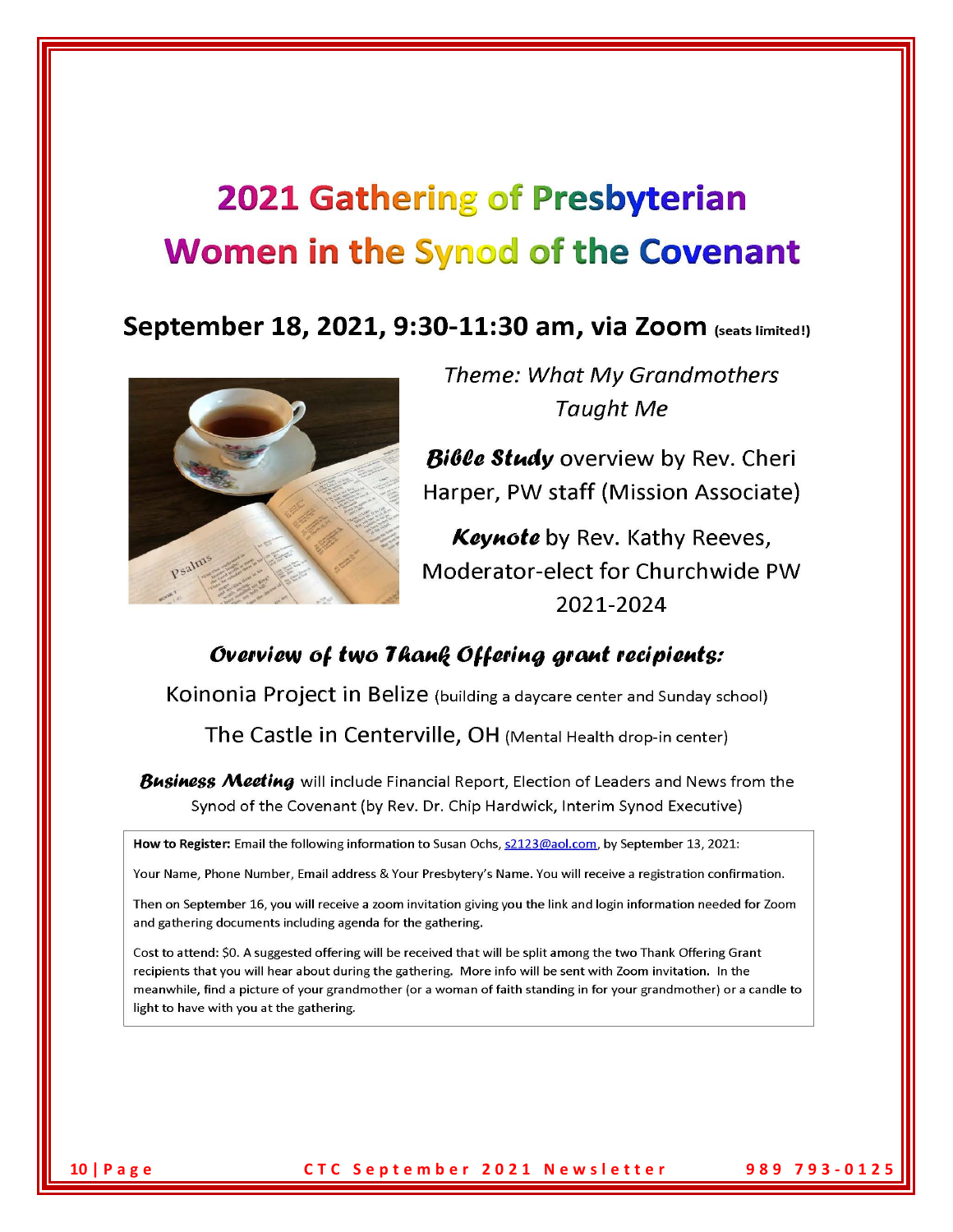# 2021 Gathering of Presbyterian Women in the Synod of the Covenant

## September 18, 2021, 9:30-11:30 am, via Zoom (seats limited!)

*Theme: What My Grandmothers Taught Me*

***Bible Study*** overview by Rev. Cheri Harper, PW staff (Mission Associate)

***Keynote*** by Rev. Kathy Reeves, Moderator-elect for Churchwide PW 2021-2024

### *Overview of two Thank Offering grant recipients:*

Koinonia Project in Belize (building a daycare center and Sunday school)

The Castle in Centerville, OH (Mental Health drop-in center)

***Business Meeting*** will include Financial Report, Election of Leaders and News from the Synod of the Covenant (by Rev. Dr. Chip Hardwick, Interim Synod Executive)

**How to Register:** Email the following information to Susan Ochs, s2123@aol.com, by September 13, 2021:

Your Name, Phone Number, Email address & Your Presbytery's Name. You will receive a registration confirmation.

Then on September 16, you will receive a zoom invitation giving you the link and login information needed for Zoom and gathering documents including agenda for the gathering.

Cost to attend: $0. A suggested offering will be received that will be split among the two Thank Offering Grant recipients that you will hear about during the gathering. More info will be sent with Zoom invitation. In the meanwhile, find a picture of your grandmother (or a woman of faith standing in for your grandmother) or a candle to light to have with you at the gathering.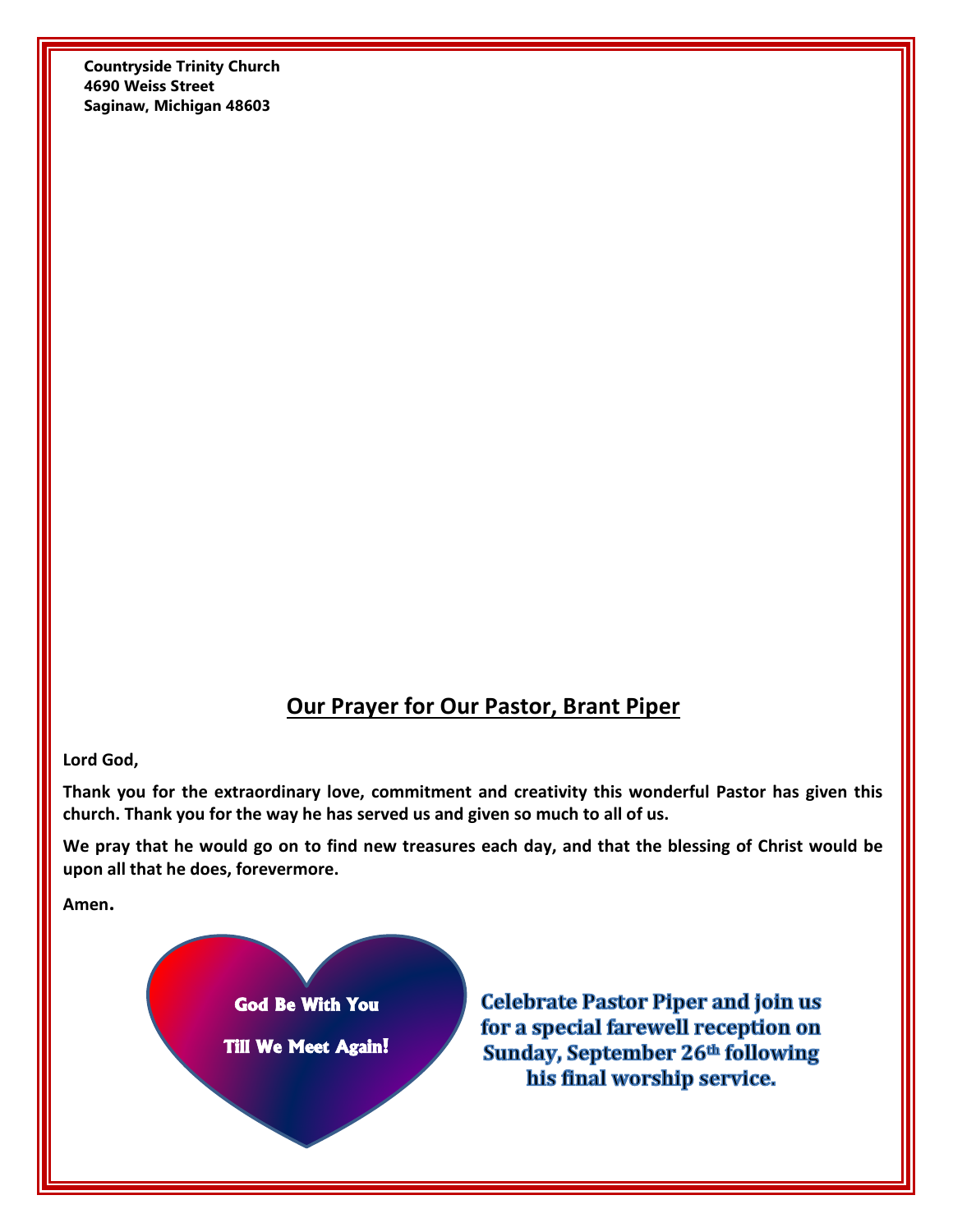**Countryside Trinity Church**
**4690 Weiss Street**
**Saginaw, Michigan 48603**

## Our Prayer for Our Pastor, Brant Piper

**Lord God,**

**Thank you for the extraordinary love, commitment and creativity this wonderful Pastor has given this church. Thank you for the way he has served us and given so much to all of us.**

**We pray that he would go on to find new treasures each day, and that the blessing of Christ would be upon all that he does, forevermore.**

**Amen.**

**God Be With You**

**Till We Meet Again!**

**Celebrate Pastor Piper and join us for a special farewell reception on Sunday, September 26th following his final worship service.**